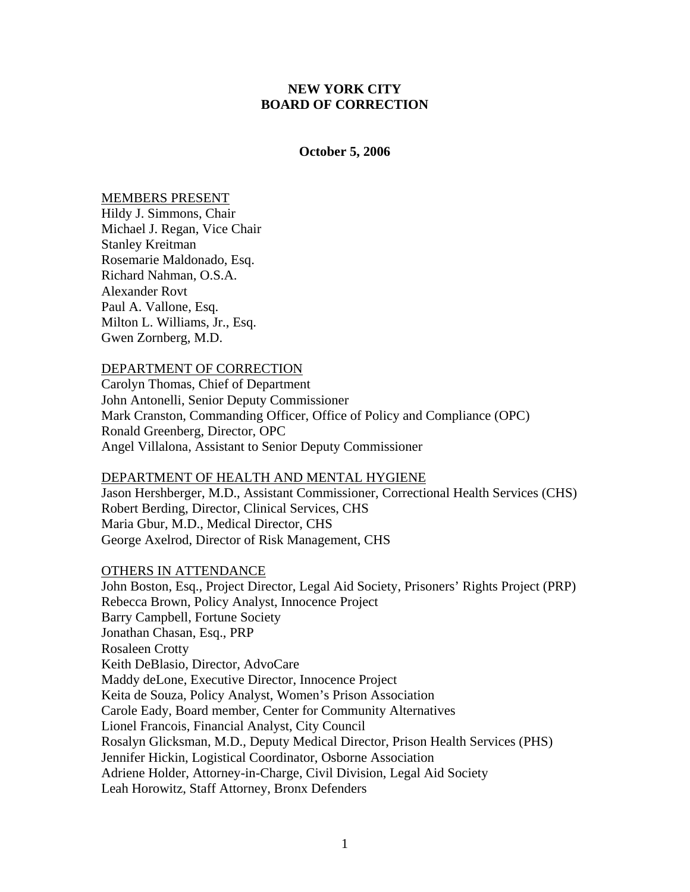# NEW YORK CITY
# BOARD OF CORRECTION

**October 5, 2006**

<u>MEMBERS PRESENT</u>

Hildy J. Simmons, Chair
Michael J. Regan, Vice Chair
Stanley Kreitman
Rosemarie Maldonado, Esq.
Richard Nahman, O.S.A.
Alexander Rovt
Paul A. Vallone, Esq.
Milton L. Williams, Jr., Esq.
Gwen Zornberg, M.D.

<u>DEPARTMENT OF CORRECTION</u>

Carolyn Thomas, Chief of Department
John Antonelli, Senior Deputy Commissioner
Mark Cranston, Commanding Officer, Office of Policy and Compliance (OPC)
Ronald Greenberg, Director, OPC
Angel Villalona, Assistant to Senior Deputy Commissioner

<u>DEPARTMENT OF HEALTH AND MENTAL HYGIENE</u>

Jason Hershberger, M.D., Assistant Commissioner, Correctional Health Services (CHS)
Robert Berding, Director, Clinical Services, CHS
Maria Gbur, M.D., Medical Director, CHS
George Axelrod, Director of Risk Management, CHS

<u>OTHERS IN ATTENDANCE</u>

John Boston, Esq., Project Director, Legal Aid Society, Prisoners' Rights Project (PRP)
Rebecca Brown, Policy Analyst, Innocence Project
Barry Campbell, Fortune Society
Jonathan Chasan, Esq., PRP
Rosaleen Crotty
Keith DeBlasio, Director, AdvoCare
Maddy deLone, Executive Director, Innocence Project
Keita de Souza, Policy Analyst, Women's Prison Association
Carole Eady, Board member, Center for Community Alternatives
Lionel Francois, Financial Analyst, City Council
Rosalyn Glicksman, M.D., Deputy Medical Director, Prison Health Services (PHS)
Jennifer Hickin, Logistical Coordinator, Osborne Association
Adriene Holder, Attorney-in-Charge, Civil Division, Legal Aid Society
Leah Horowitz, Staff Attorney, Bronx Defenders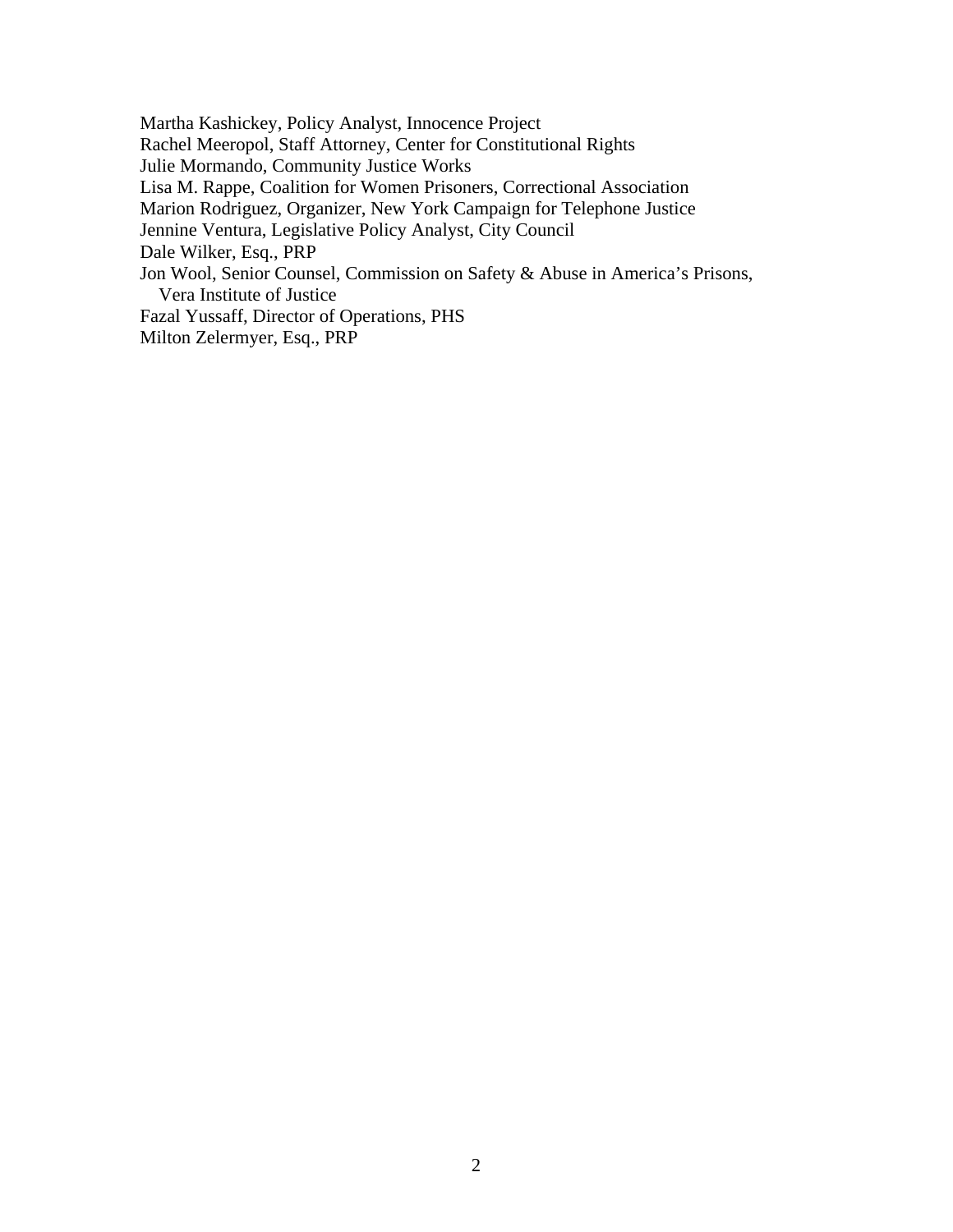Martha Kashickey, Policy Analyst, Innocence Project
Rachel Meeropol, Staff Attorney, Center for Constitutional Rights
Julie Mormando, Community Justice Works
Lisa M. Rappe, Coalition for Women Prisoners, Correctional Association
Marion Rodriguez, Organizer, New York Campaign for Telephone Justice
Jennine Ventura, Legislative Policy Analyst, City Council
Dale Wilker, Esq., PRP
Jon Wool, Senior Counsel, Commission on Safety & Abuse in America's Prisons, Vera Institute of Justice
Fazal Yussaff, Director of Operations, PHS
Milton Zelermyer, Esq., PRP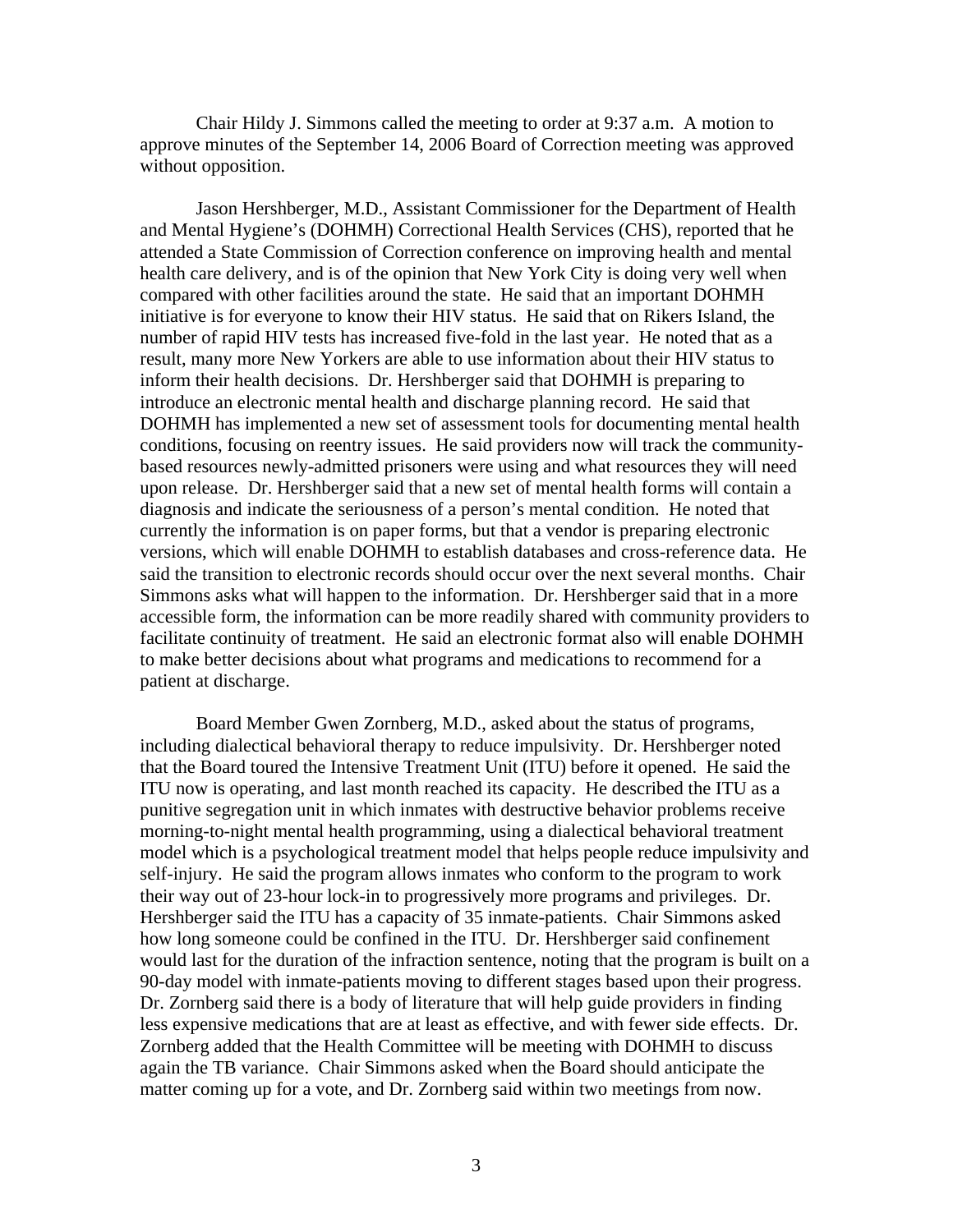Chair Hildy J. Simmons called the meeting to order at 9:37 a.m. A motion to approve minutes of the September 14, 2006 Board of Correction meeting was approved without opposition.

Jason Hershberger, M.D., Assistant Commissioner for the Department of Health and Mental Hygiene's (DOHMH) Correctional Health Services (CHS), reported that he attended a State Commission of Correction conference on improving health and mental health care delivery, and is of the opinion that New York City is doing very well when compared with other facilities around the state. He said that an important DOHMH initiative is for everyone to know their HIV status. He said that on Rikers Island, the number of rapid HIV tests has increased five-fold in the last year. He noted that as a result, many more New Yorkers are able to use information about their HIV status to inform their health decisions. Dr. Hershberger said that DOHMH is preparing to introduce an electronic mental health and discharge planning record. He said that DOHMH has implemented a new set of assessment tools for documenting mental health conditions, focusing on reentry issues. He said providers now will track the community-based resources newly-admitted prisoners were using and what resources they will need upon release. Dr. Hershberger said that a new set of mental health forms will contain a diagnosis and indicate the seriousness of a person's mental condition. He noted that currently the information is on paper forms, but that a vendor is preparing electronic versions, which will enable DOHMH to establish databases and cross-reference data. He said the transition to electronic records should occur over the next several months. Chair Simmons asks what will happen to the information. Dr. Hershberger said that in a more accessible form, the information can be more readily shared with community providers to facilitate continuity of treatment. He said an electronic format also will enable DOHMH to make better decisions about what programs and medications to recommend for a patient at discharge.

Board Member Gwen Zornberg, M.D., asked about the status of programs, including dialectical behavioral therapy to reduce impulsivity. Dr. Hershberger noted that the Board toured the Intensive Treatment Unit (ITU) before it opened. He said the ITU now is operating, and last month reached its capacity. He described the ITU as a punitive segregation unit in which inmates with destructive behavior problems receive morning-to-night mental health programming, using a dialectical behavioral treatment model which is a psychological treatment model that helps people reduce impulsivity and self-injury. He said the program allows inmates who conform to the program to work their way out of 23-hour lock-in to progressively more programs and privileges. Dr. Hershberger said the ITU has a capacity of 35 inmate-patients. Chair Simmons asked how long someone could be confined in the ITU. Dr. Hershberger said confinement would last for the duration of the infraction sentence, noting that the program is built on a 90-day model with inmate-patients moving to different stages based upon their progress. Dr. Zornberg said there is a body of literature that will help guide providers in finding less expensive medications that are at least as effective, and with fewer side effects. Dr. Zornberg added that the Health Committee will be meeting with DOHMH to discuss again the TB variance. Chair Simmons asked when the Board should anticipate the matter coming up for a vote, and Dr. Zornberg said within two meetings from now.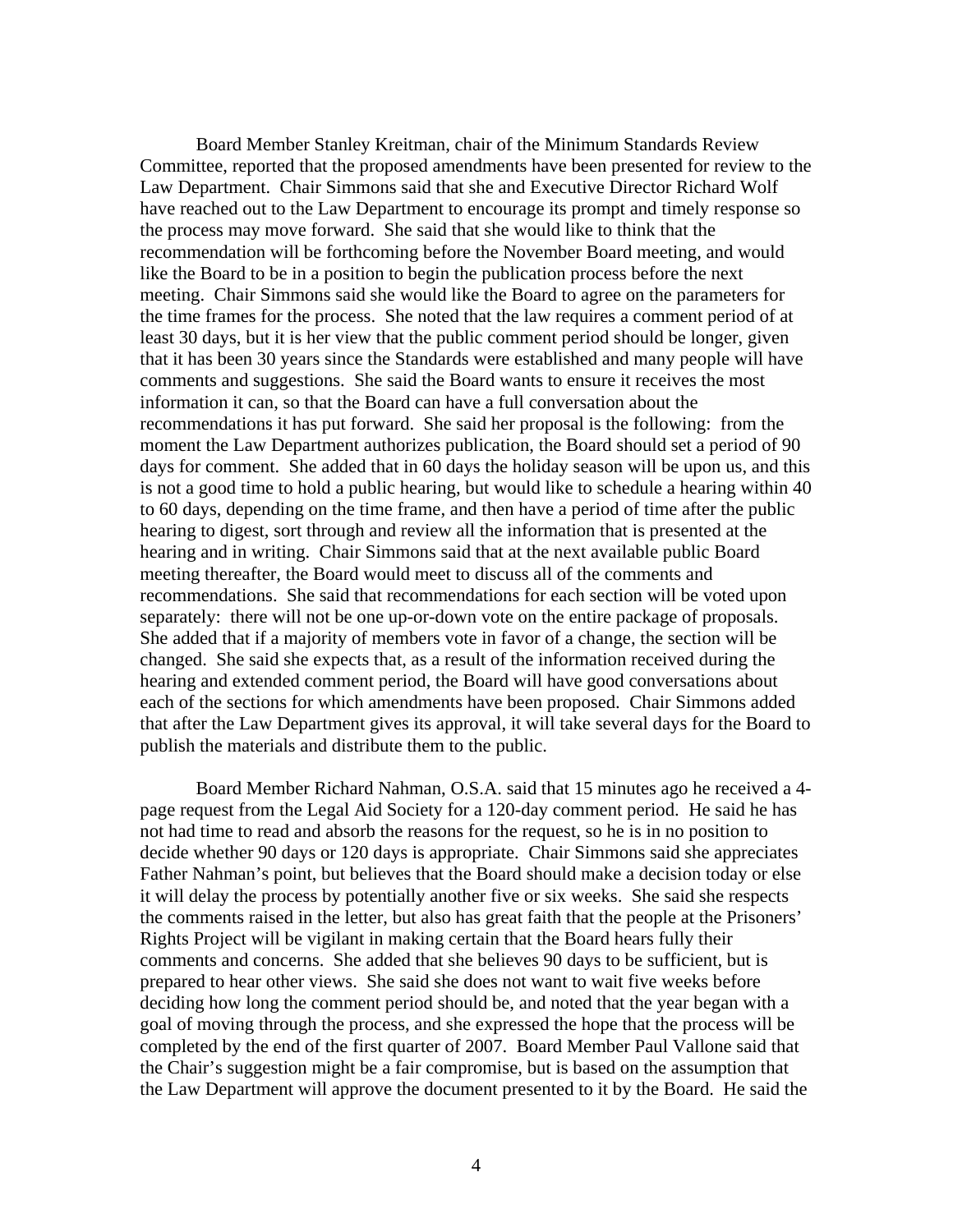Board Member Stanley Kreitman, chair of the Minimum Standards Review Committee, reported that the proposed amendments have been presented for review to the Law Department. Chair Simmons said that she and Executive Director Richard Wolf have reached out to the Law Department to encourage its prompt and timely response so the process may move forward. She said that she would like to think that the recommendation will be forthcoming before the November Board meeting, and would like the Board to be in a position to begin the publication process before the next meeting. Chair Simmons said she would like the Board to agree on the parameters for the time frames for the process. She noted that the law requires a comment period of at least 30 days, but it is her view that the public comment period should be longer, given that it has been 30 years since the Standards were established and many people will have comments and suggestions. She said the Board wants to ensure it receives the most information it can, so that the Board can have a full conversation about the recommendations it has put forward. She said her proposal is the following: from the moment the Law Department authorizes publication, the Board should set a period of 90 days for comment. She added that in 60 days the holiday season will be upon us, and this is not a good time to hold a public hearing, but would like to schedule a hearing within 40 to 60 days, depending on the time frame, and then have a period of time after the public hearing to digest, sort through and review all the information that is presented at the hearing and in writing. Chair Simmons said that at the next available public Board meeting thereafter, the Board would meet to discuss all of the comments and recommendations. She said that recommendations for each section will be voted upon separately: there will not be one up-or-down vote on the entire package of proposals. She added that if a majority of members vote in favor of a change, the section will be changed. She said she expects that, as a result of the information received during the hearing and extended comment period, the Board will have good conversations about each of the sections for which amendments have been proposed. Chair Simmons added that after the Law Department gives its approval, it will take several days for the Board to publish the materials and distribute them to the public.

Board Member Richard Nahman, O.S.A. said that 15 minutes ago he received a 4-page request from the Legal Aid Society for a 120-day comment period. He said he has not had time to read and absorb the reasons for the request, so he is in no position to decide whether 90 days or 120 days is appropriate. Chair Simmons said she appreciates Father Nahman's point, but believes that the Board should make a decision today or else it will delay the process by potentially another five or six weeks. She said she respects the comments raised in the letter, but also has great faith that the people at the Prisoners' Rights Project will be vigilant in making certain that the Board hears fully their comments and concerns. She added that she believes 90 days to be sufficient, but is prepared to hear other views. She said she does not want to wait five weeks before deciding how long the comment period should be, and noted that the year began with a goal of moving through the process, and she expressed the hope that the process will be completed by the end of the first quarter of 2007. Board Member Paul Vallone said that the Chair's suggestion might be a fair compromise, but is based on the assumption that the Law Department will approve the document presented to it by the Board. He said the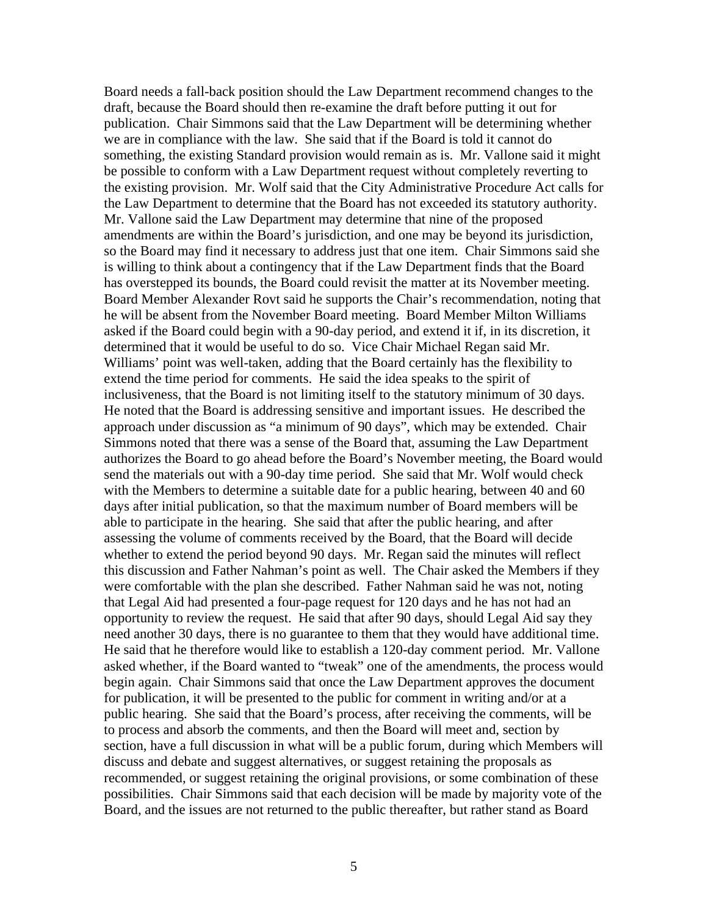Board needs a fall-back position should the Law Department recommend changes to the draft, because the Board should then re-examine the draft before putting it out for publication. Chair Simmons said that the Law Department will be determining whether we are in compliance with the law. She said that if the Board is told it cannot do something, the existing Standard provision would remain as is. Mr. Vallone said it might be possible to conform with a Law Department request without completely reverting to the existing provision. Mr. Wolf said that the City Administrative Procedure Act calls for the Law Department to determine that the Board has not exceeded its statutory authority. Mr. Vallone said the Law Department may determine that nine of the proposed amendments are within the Board's jurisdiction, and one may be beyond its jurisdiction, so the Board may find it necessary to address just that one item. Chair Simmons said she is willing to think about a contingency that if the Law Department finds that the Board has overstepped its bounds, the Board could revisit the matter at its November meeting. Board Member Alexander Rovt said he supports the Chair's recommendation, noting that he will be absent from the November Board meeting. Board Member Milton Williams asked if the Board could begin with a 90-day period, and extend it if, in its discretion, it determined that it would be useful to do so. Vice Chair Michael Regan said Mr. Williams' point was well-taken, adding that the Board certainly has the flexibility to extend the time period for comments. He said the idea speaks to the spirit of inclusiveness, that the Board is not limiting itself to the statutory minimum of 30 days. He noted that the Board is addressing sensitive and important issues. He described the approach under discussion as "a minimum of 90 days", which may be extended. Chair Simmons noted that there was a sense of the Board that, assuming the Law Department authorizes the Board to go ahead before the Board's November meeting, the Board would send the materials out with a 90-day time period. She said that Mr. Wolf would check with the Members to determine a suitable date for a public hearing, between 40 and 60 days after initial publication, so that the maximum number of Board members will be able to participate in the hearing. She said that after the public hearing, and after assessing the volume of comments received by the Board, that the Board will decide whether to extend the period beyond 90 days. Mr. Regan said the minutes will reflect this discussion and Father Nahman's point as well. The Chair asked the Members if they were comfortable with the plan she described. Father Nahman said he was not, noting that Legal Aid had presented a four-page request for 120 days and he has not had an opportunity to review the request. He said that after 90 days, should Legal Aid say they need another 30 days, there is no guarantee to them that they would have additional time. He said that he therefore would like to establish a 120-day comment period. Mr. Vallone asked whether, if the Board wanted to "tweak" one of the amendments, the process would begin again. Chair Simmons said that once the Law Department approves the document for publication, it will be presented to the public for comment in writing and/or at a public hearing. She said that the Board's process, after receiving the comments, will be to process and absorb the comments, and then the Board will meet and, section by section, have a full discussion in what will be a public forum, during which Members will discuss and debate and suggest alternatives, or suggest retaining the proposals as recommended, or suggest retaining the original provisions, or some combination of these possibilities. Chair Simmons said that each decision will be made by majority vote of the Board, and the issues are not returned to the public thereafter, but rather stand as Board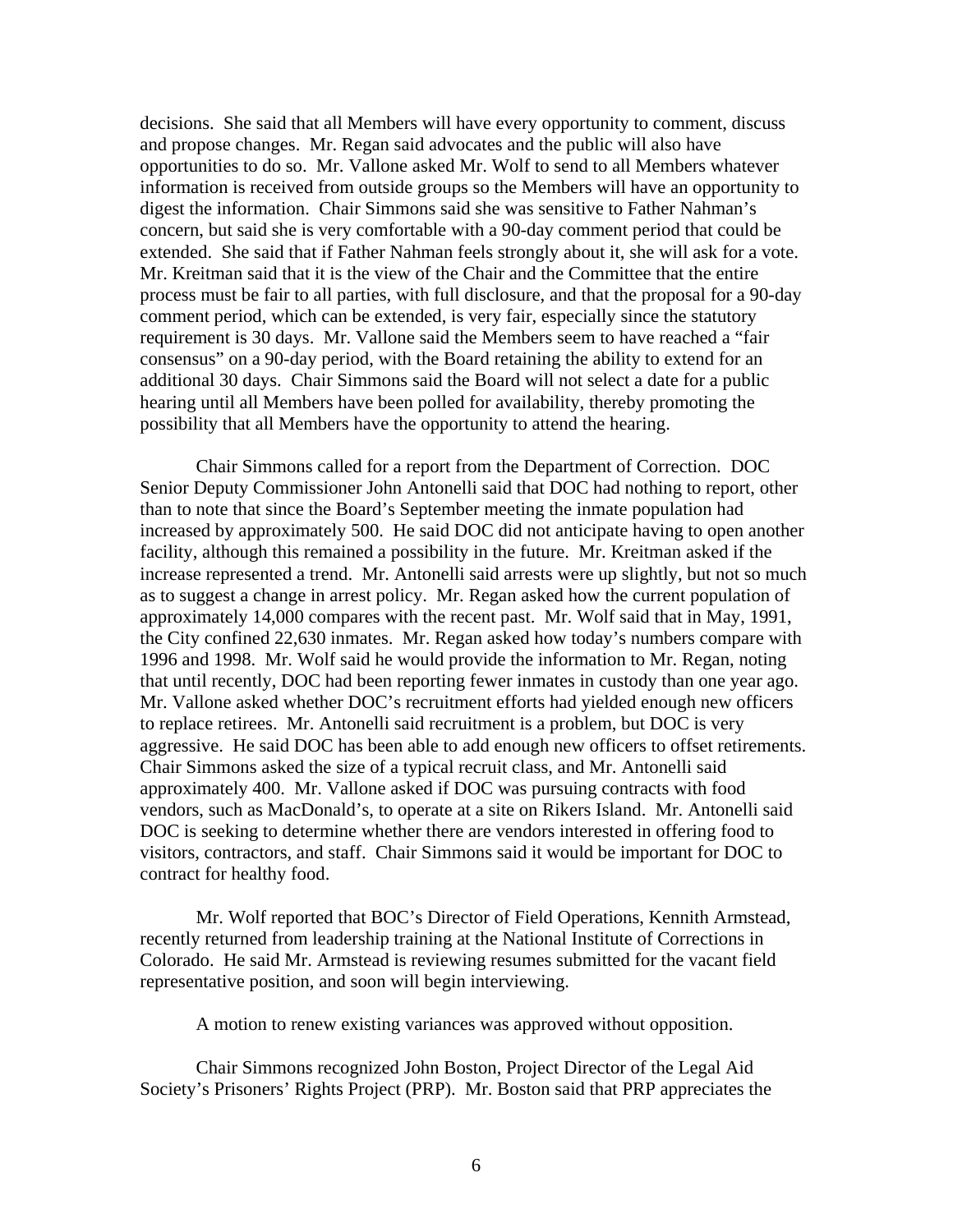decisions. She said that all Members will have every opportunity to comment, discuss and propose changes. Mr. Regan said advocates and the public will also have opportunities to do so. Mr. Vallone asked Mr. Wolf to send to all Members whatever information is received from outside groups so the Members will have an opportunity to digest the information. Chair Simmons said she was sensitive to Father Nahman's concern, but said she is very comfortable with a 90-day comment period that could be extended. She said that if Father Nahman feels strongly about it, she will ask for a vote. Mr. Kreitman said that it is the view of the Chair and the Committee that the entire process must be fair to all parties, with full disclosure, and that the proposal for a 90-day comment period, which can be extended, is very fair, especially since the statutory requirement is 30 days. Mr. Vallone said the Members seem to have reached a "fair consensus" on a 90-day period, with the Board retaining the ability to extend for an additional 30 days. Chair Simmons said the Board will not select a date for a public hearing until all Members have been polled for availability, thereby promoting the possibility that all Members have the opportunity to attend the hearing.

Chair Simmons called for a report from the Department of Correction. DOC Senior Deputy Commissioner John Antonelli said that DOC had nothing to report, other than to note that since the Board's September meeting the inmate population had increased by approximately 500. He said DOC did not anticipate having to open another facility, although this remained a possibility in the future. Mr. Kreitman asked if the increase represented a trend. Mr. Antonelli said arrests were up slightly, but not so much as to suggest a change in arrest policy. Mr. Regan asked how the current population of approximately 14,000 compares with the recent past. Mr. Wolf said that in May, 1991, the City confined 22,630 inmates. Mr. Regan asked how today's numbers compare with 1996 and 1998. Mr. Wolf said he would provide the information to Mr. Regan, noting that until recently, DOC had been reporting fewer inmates in custody than one year ago. Mr. Vallone asked whether DOC's recruitment efforts had yielded enough new officers to replace retirees. Mr. Antonelli said recruitment is a problem, but DOC is very aggressive. He said DOC has been able to add enough new officers to offset retirements. Chair Simmons asked the size of a typical recruit class, and Mr. Antonelli said approximately 400. Mr. Vallone asked if DOC was pursuing contracts with food vendors, such as MacDonald's, to operate at a site on Rikers Island. Mr. Antonelli said DOC is seeking to determine whether there are vendors interested in offering food to visitors, contractors, and staff. Chair Simmons said it would be important for DOC to contract for healthy food.

Mr. Wolf reported that BOC's Director of Field Operations, Kennith Armstead, recently returned from leadership training at the National Institute of Corrections in Colorado. He said Mr. Armstead is reviewing resumes submitted for the vacant field representative position, and soon will begin interviewing.

A motion to renew existing variances was approved without opposition.

Chair Simmons recognized John Boston, Project Director of the Legal Aid Society's Prisoners' Rights Project (PRP). Mr. Boston said that PRP appreciates the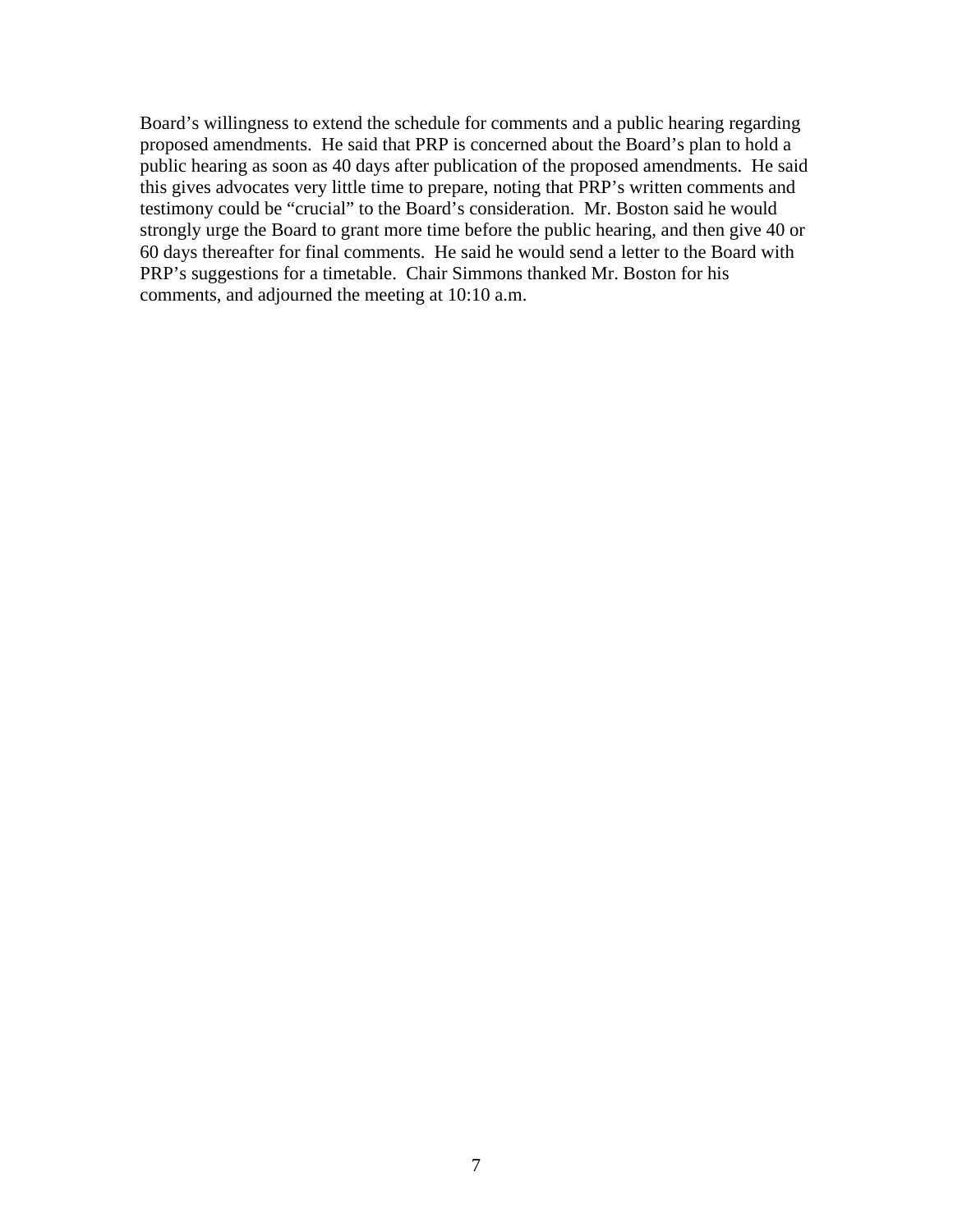Board's willingness to extend the schedule for comments and a public hearing regarding proposed amendments. He said that PRP is concerned about the Board's plan to hold a public hearing as soon as 40 days after publication of the proposed amendments. He said this gives advocates very little time to prepare, noting that PRP's written comments and testimony could be "crucial" to the Board's consideration. Mr. Boston said he would strongly urge the Board to grant more time before the public hearing, and then give 40 or 60 days thereafter for final comments. He said he would send a letter to the Board with PRP's suggestions for a timetable. Chair Simmons thanked Mr. Boston for his comments, and adjourned the meeting at 10:10 a.m.